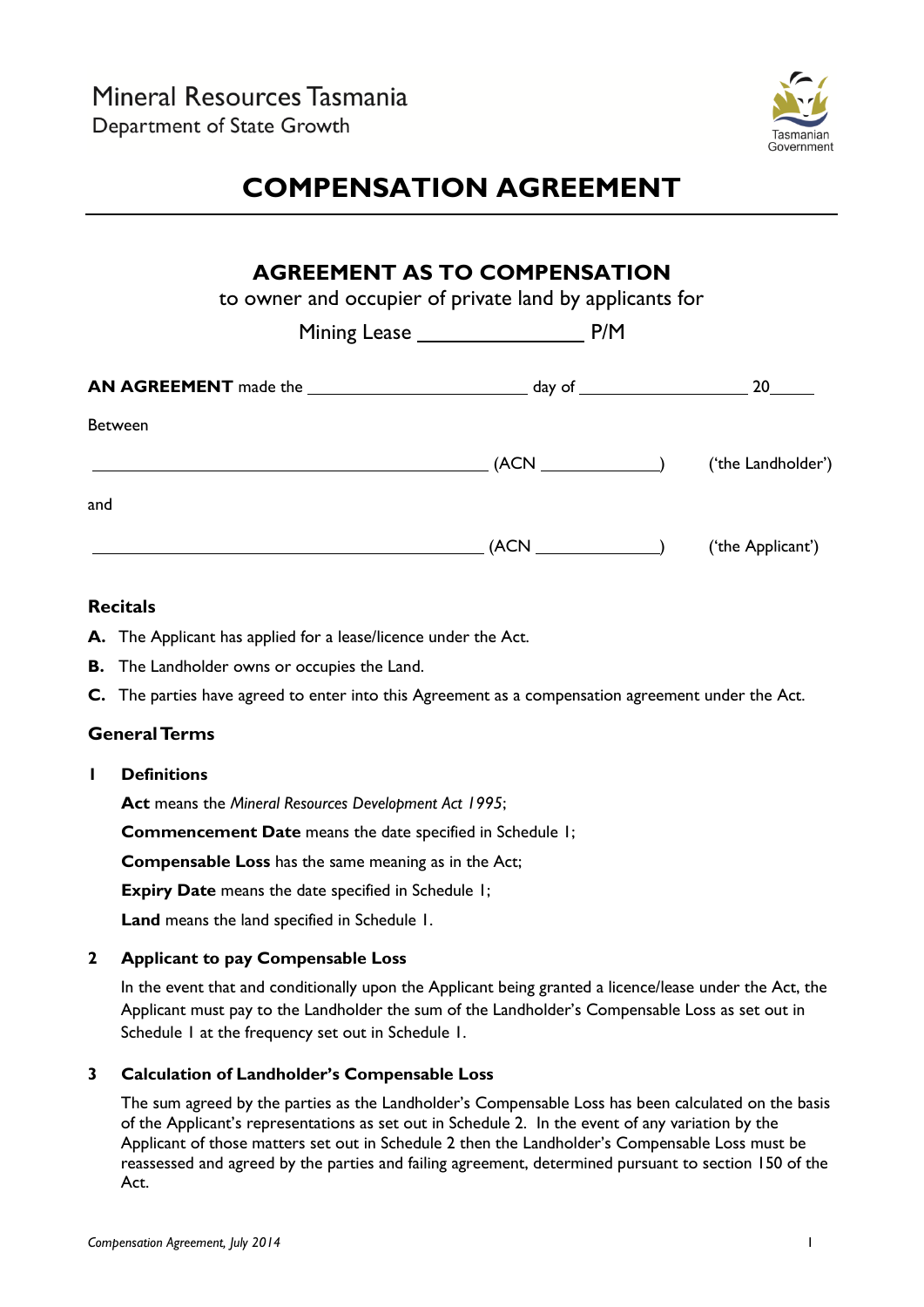Mineral Resources Tasmania
Department of State Growth

# COMPENSATION AGREEMENT

## AGREEMENT AS TO COMPENSATION

to owner and occupier of private land by applicants for

Mining Lease ________________ P/M

**AN AGREEMENT** made the __________________________ day of ____________________ 20______

Between

______________________________________________ (ACN ______________) ('the Landholder')

and

______________________________________________ (ACN ______________) ('the Applicant')

### Recitals

**A.** The Applicant has applied for a lease/licence under the Act.

**B.** The Landholder owns or occupies the Land.

**C.** The parties have agreed to enter into this Agreement as a compensation agreement under the Act.

### General Terms

**1 Definitions**

**Act** means the *Mineral Resources Development Act 1995*;

**Commencement Date** means the date specified in Schedule 1;

**Compensable Loss** has the same meaning as in the Act;

**Expiry Date** means the date specified in Schedule 1;

**Land** means the land specified in Schedule 1.

**2 Applicant to pay Compensable Loss**

In the event that and conditionally upon the Applicant being granted a licence/lease under the Act, the Applicant must pay to the Landholder the sum of the Landholder's Compensable Loss as set out in Schedule 1 at the frequency set out in Schedule 1.

**3 Calculation of Landholder's Compensable Loss**

The sum agreed by the parties as the Landholder's Compensable Loss has been calculated on the basis of the Applicant's representations as set out in Schedule 2. In the event of any variation by the Applicant of those matters set out in Schedule 2 then the Landholder's Compensable Loss must be reassessed and agreed by the parties and failing agreement, determined pursuant to section 150 of the Act.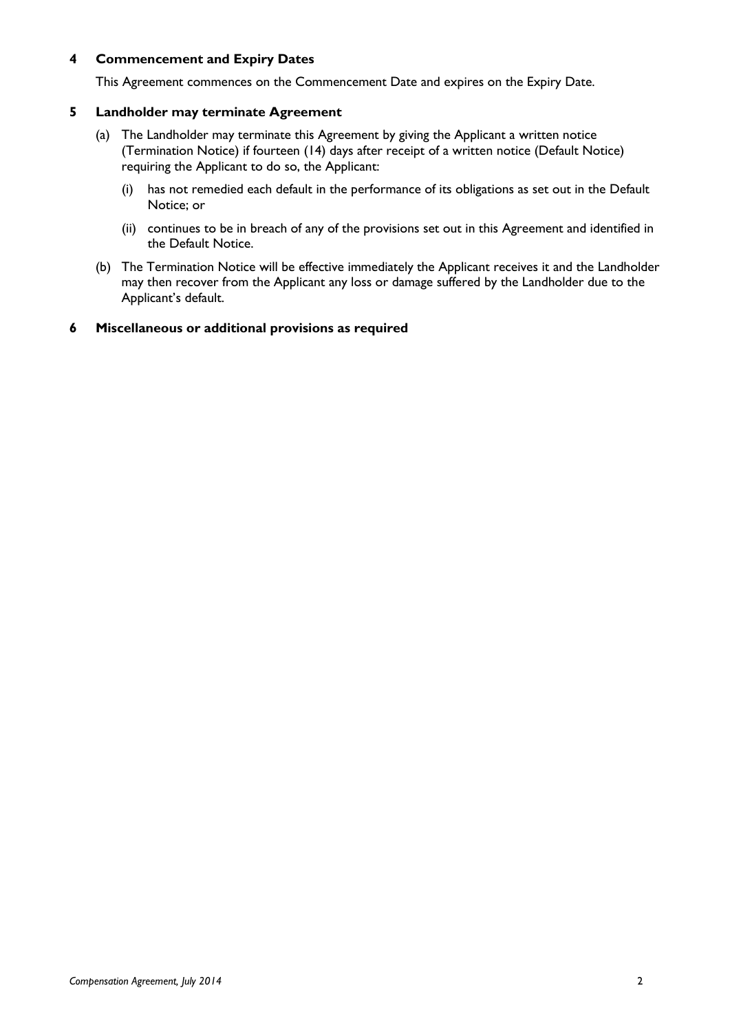## 4 Commencement and Expiry Dates

This Agreement commences on the Commencement Date and expires on the Expiry Date.

## 5 Landholder may terminate Agreement

(a) The Landholder may terminate this Agreement by giving the Applicant a written notice (Termination Notice) if fourteen (14) days after receipt of a written notice (Default Notice) requiring the Applicant to do so, the Applicant:

   (i) has not remedied each default in the performance of its obligations as set out in the Default Notice; or

   (ii) continues to be in breach of any of the provisions set out in this Agreement and identified in the Default Notice.

(b) The Termination Notice will be effective immediately the Applicant receives it and the Landholder may then recover from the Applicant any loss or damage suffered by the Landholder due to the Applicant's default.

## 6 Miscellaneous or additional provisions as required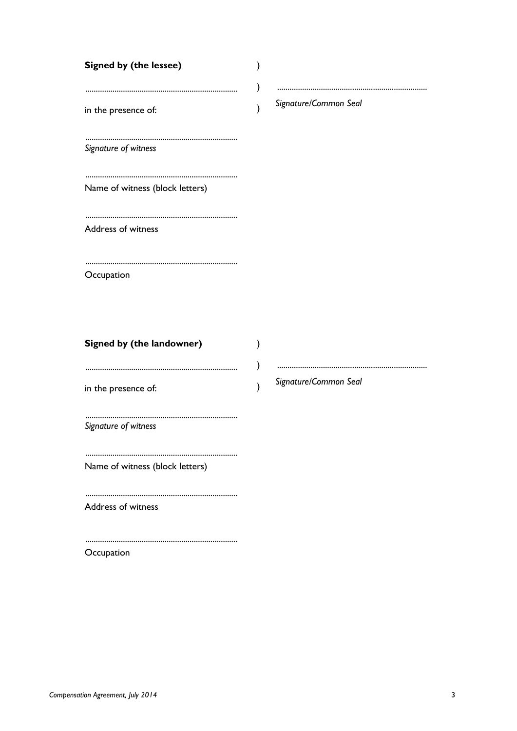**Signed by (the lessee)** )

........................................................................ ) ........................................................................

in the presence of: ) *Signature/Common Seal*

........................................................................
*Signature of witness*

........................................................................
Name of witness (block letters)

........................................................................
Address of witness

........................................................................
Occupation

**Signed by (the landowner)** )

........................................................................ ) ........................................................................

in the presence of: ) *Signature/Common Seal*

........................................................................
*Signature of witness*

........................................................................
Name of witness (block letters)

........................................................................
Address of witness

........................................................................
Occupation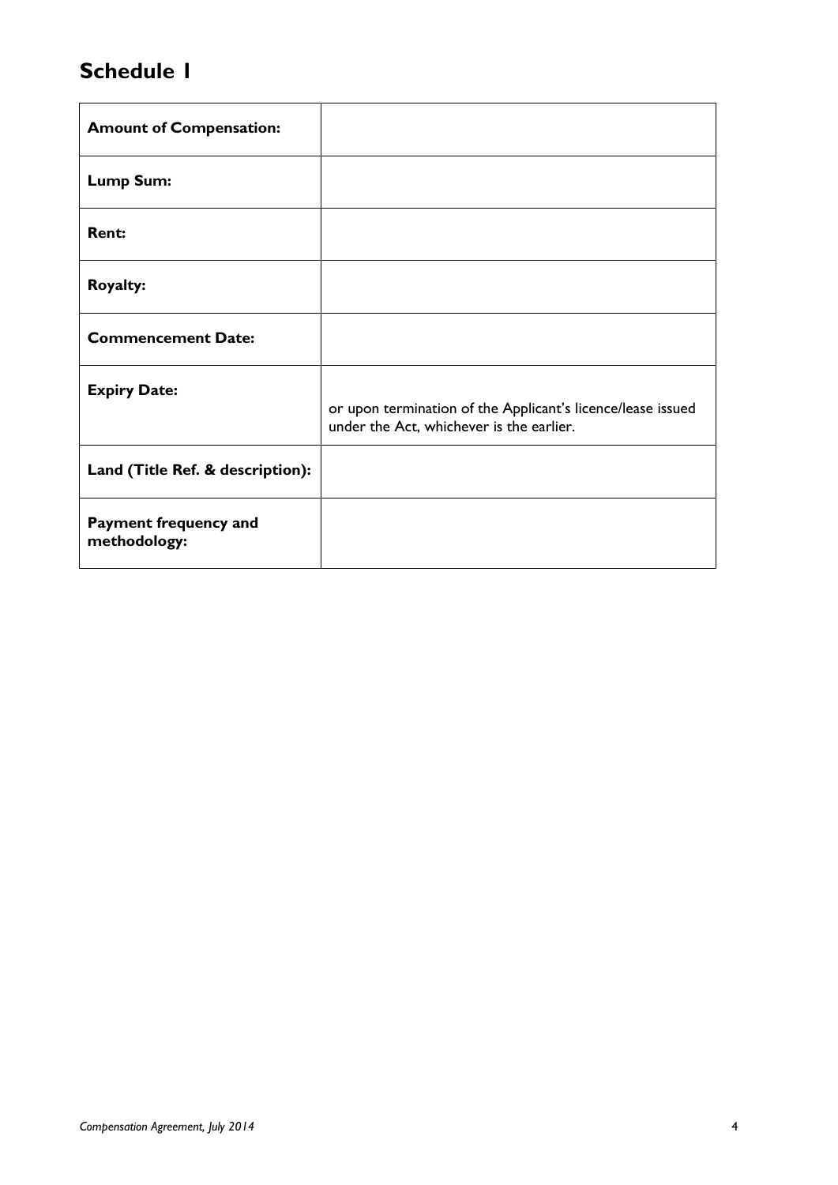# Schedule 1

| | |
|---|---|
| **Amount of Compensation:** | |
| **Lump Sum:** | |
| **Rent:** | |
| **Royalty:** | |
| **Commencement Date:** | |
| **Expiry Date:** | or upon termination of the Applicant's licence/lease issued under the Act, whichever is the earlier. |
| **Land (Title Ref. & description):** | |
| **Payment frequency and methodology:** | |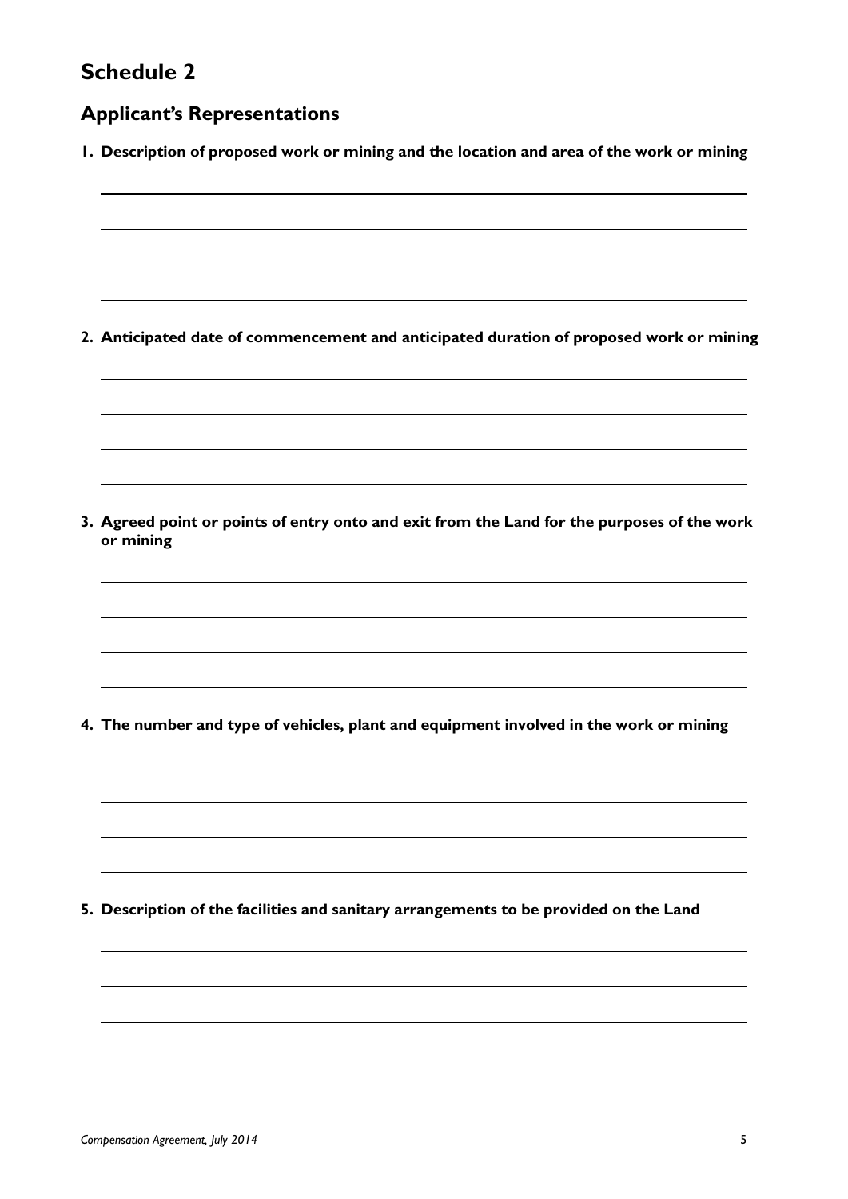# Schedule 2

## Applicant's Representations

**1. Description of proposed work or mining and the location and area of the work or mining**

**2. Anticipated date of commencement and anticipated duration of proposed work or mining**

**3. Agreed point or points of entry onto and exit from the Land for the purposes of the work or mining**

**4. The number and type of vehicles, plant and equipment involved in the work or mining**

**5. Description of the facilities and sanitary arrangements to be provided on the Land**